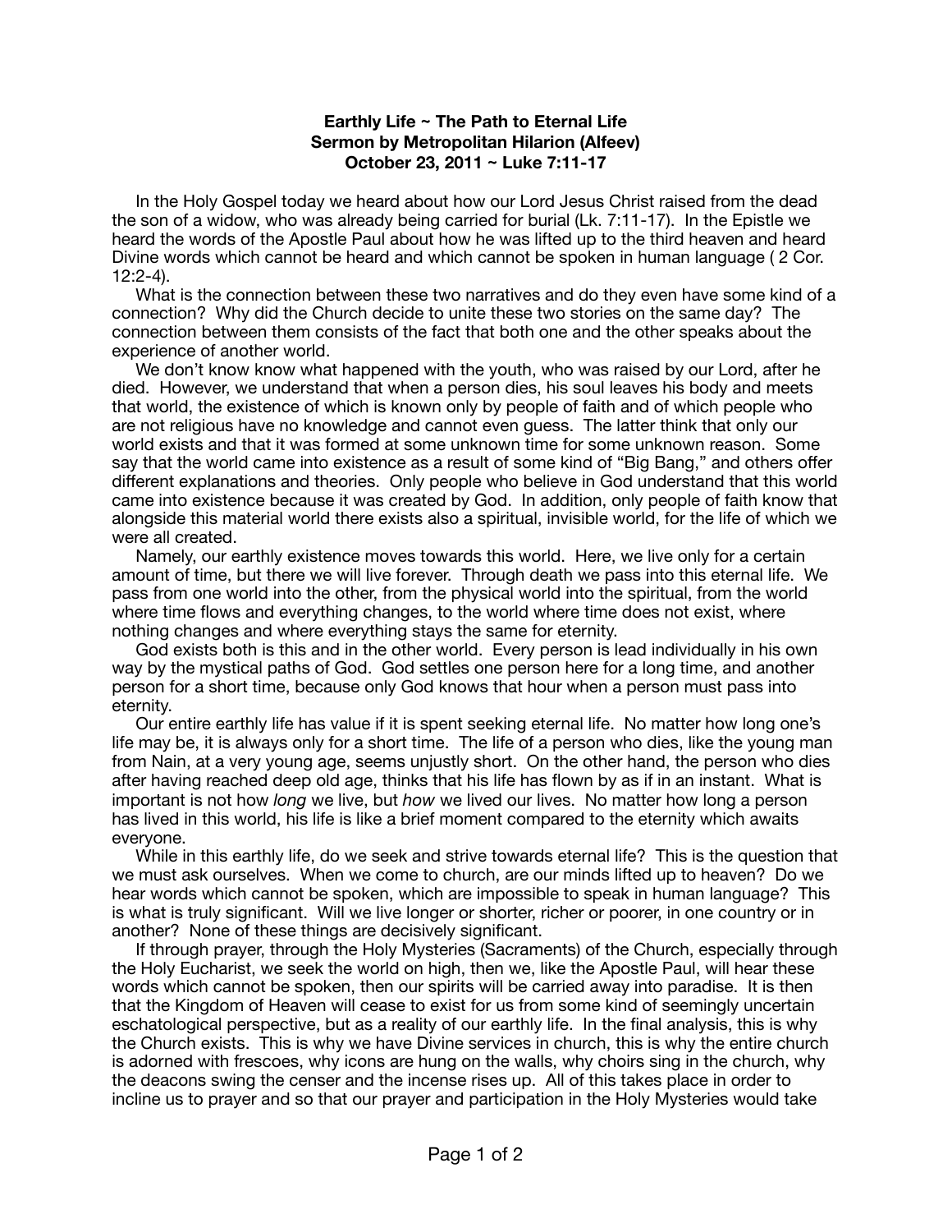**Earthly Life ~ The Path to Eternal Life**
**Sermon by Metropolitan Hilarion (Alfeev)**
**October 23, 2011 ~ Luke 7:11-17**

In the Holy Gospel today we heard about how our Lord Jesus Christ raised from the dead the son of a widow, who was already being carried for burial (Lk. 7:11-17). In the Epistle we heard the words of the Apostle Paul about how he was lifted up to the third heaven and heard Divine words which cannot be heard and which cannot be spoken in human language ( 2 Cor. 12:2-4).

What is the connection between these two narratives and do they even have some kind of a connection? Why did the Church decide to unite these two stories on the same day? The connection between them consists of the fact that both one and the other speaks about the experience of another world.

We don't know know what happened with the youth, who was raised by our Lord, after he died. However, we understand that when a person dies, his soul leaves his body and meets that world, the existence of which is known only by people of faith and of which people who are not religious have no knowledge and cannot even guess. The latter think that only our world exists and that it was formed at some unknown time for some unknown reason. Some say that the world came into existence as a result of some kind of "Big Bang," and others offer different explanations and theories. Only people who believe in God understand that this world came into existence because it was created by God. In addition, only people of faith know that alongside this material world there exists also a spiritual, invisible world, for the life of which we were all created.

Namely, our earthly existence moves towards this world. Here, we live only for a certain amount of time, but there we will live forever. Through death we pass into this eternal life. We pass from one world into the other, from the physical world into the spiritual, from the world where time flows and everything changes, to the world where time does not exist, where nothing changes and where everything stays the same for eternity.

God exists both is this and in the other world. Every person is lead individually in his own way by the mystical paths of God. God settles one person here for a long time, and another person for a short time, because only God knows that hour when a person must pass into eternity.

Our entire earthly life has value if it is spent seeking eternal life. No matter how long one's life may be, it is always only for a short time. The life of a person who dies, like the young man from Nain, at a very young age, seems unjustly short. On the other hand, the person who dies after having reached deep old age, thinks that his life has flown by as if in an instant. What is important is not how *long* we live, but *how* we lived our lives. No matter how long a person has lived in this world, his life is like a brief moment compared to the eternity which awaits everyone.

While in this earthly life, do we seek and strive towards eternal life? This is the question that we must ask ourselves. When we come to church, are our minds lifted up to heaven? Do we hear words which cannot be spoken, which are impossible to speak in human language? This is what is truly significant. Will we live longer or shorter, richer or poorer, in one country or in another? None of these things are decisively significant.

If through prayer, through the Holy Mysteries (Sacraments) of the Church, especially through the Holy Eucharist, we seek the world on high, then we, like the Apostle Paul, will hear these words which cannot be spoken, then our spirits will be carried away into paradise. It is then that the Kingdom of Heaven will cease to exist for us from some kind of seemingly uncertain eschatological perspective, but as a reality of our earthly life. In the final analysis, this is why the Church exists. This is why we have Divine services in church, this is why the entire church is adorned with frescoes, why icons are hung on the walls, why choirs sing in the church, why the deacons swing the censer and the incense rises up. All of this takes place in order to incline us to prayer and so that our prayer and participation in the Holy Mysteries would take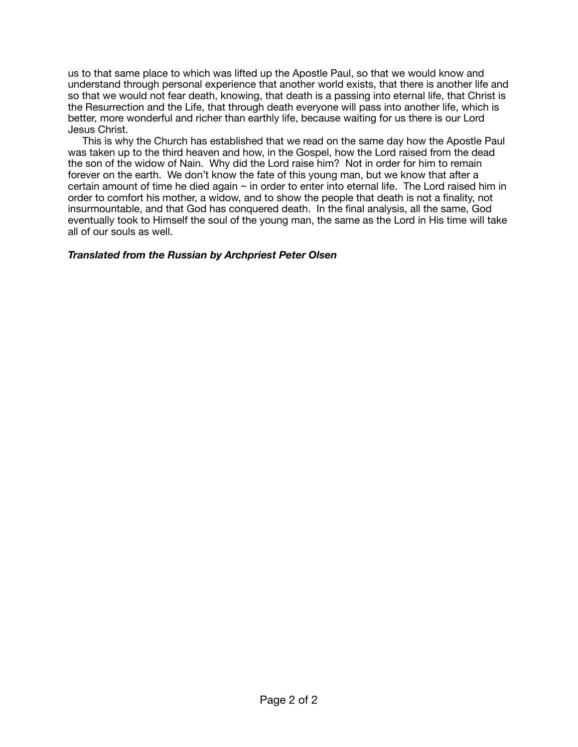us to that same place to which was lifted up the Apostle Paul, so that we would know and understand through personal experience that another world exists, that there is another life and so that we would not fear death, knowing, that death is a passing into eternal life, that Christ is the Resurrection and the Life, that through death everyone will pass into another life, which is better, more wonderful and richer than earthly life, because waiting for us there is our Lord Jesus Christ.

This is why the Church has established that we read on the same day how the Apostle Paul was taken up to the third heaven and how, in the Gospel, how the Lord raised from the dead the son of the widow of Nain. Why did the Lord raise him? Not in order for him to remain forever on the earth. We don't know the fate of this young man, but we know that after a certain amount of time he died again ~ in order to enter into eternal life. The Lord raised him in order to comfort his mother, a widow, and to show the people that death is not a finality, not insurmountable, and that God has conquered death. In the final analysis, all the same, God eventually took to Himself the soul of the young man, the same as the Lord in His time will take all of our souls as well.

***Translated from the Russian by Archpriest Peter Olsen***